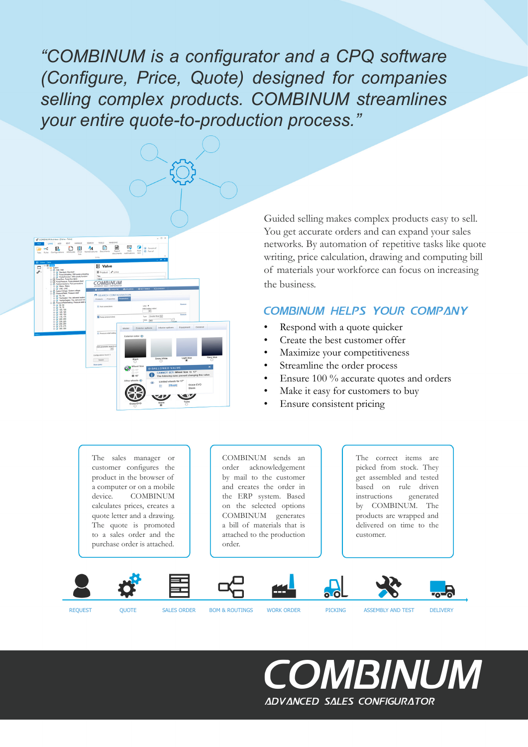*"COMBINUM is a configurator and a CPQ software (Configure, Price, Quote) designed for companies selling complex products. COMBINUM streamlines your entire quote-to-production process."*

Guided selling makes complex products easy to sell. You get accurate orders and can expand your sales networks. By automation of repetitive tasks like quote writing, price calculation, drawing and computing bill of materials your workforce can focus on increasing the business.

## COMBINUM HELPS YOUR COMPANY

- Respond with a quote quicker
- Create the best customer offer
- Maximize your competitiveness
- Streamline the order process
- Ensure 100 % accurate quotes and orders
- Make it easy for customers to buy
- Ensure consistent pricing

The sales manager or customer configures the product in the browser of a computer or on a mobile device. COMBINUM calculates prices, creates a quote letter and a drawing. The quote is promoted to a sales order and the purchase order is attached.

COMBINUM sends an order acknowledgement by mail to the customer and creates the order in the ERP system. Based on the selected options COMBINUM generates a bill of materials that is attached to the production order.

The correct items are picked from stock. They get assembled and tested based on rule driven instructions generated by COMBINUM. The products are wrapped and delivered on time to the customer.

REQUEST — QUOTE — SALES ORDER — BOM & ROUTINGS — WORK ORDER — PICKING — ASSEMBLY AND TEST — DELIVERY

# COMBINUM

ADVANCED SALES CONFIGURATOR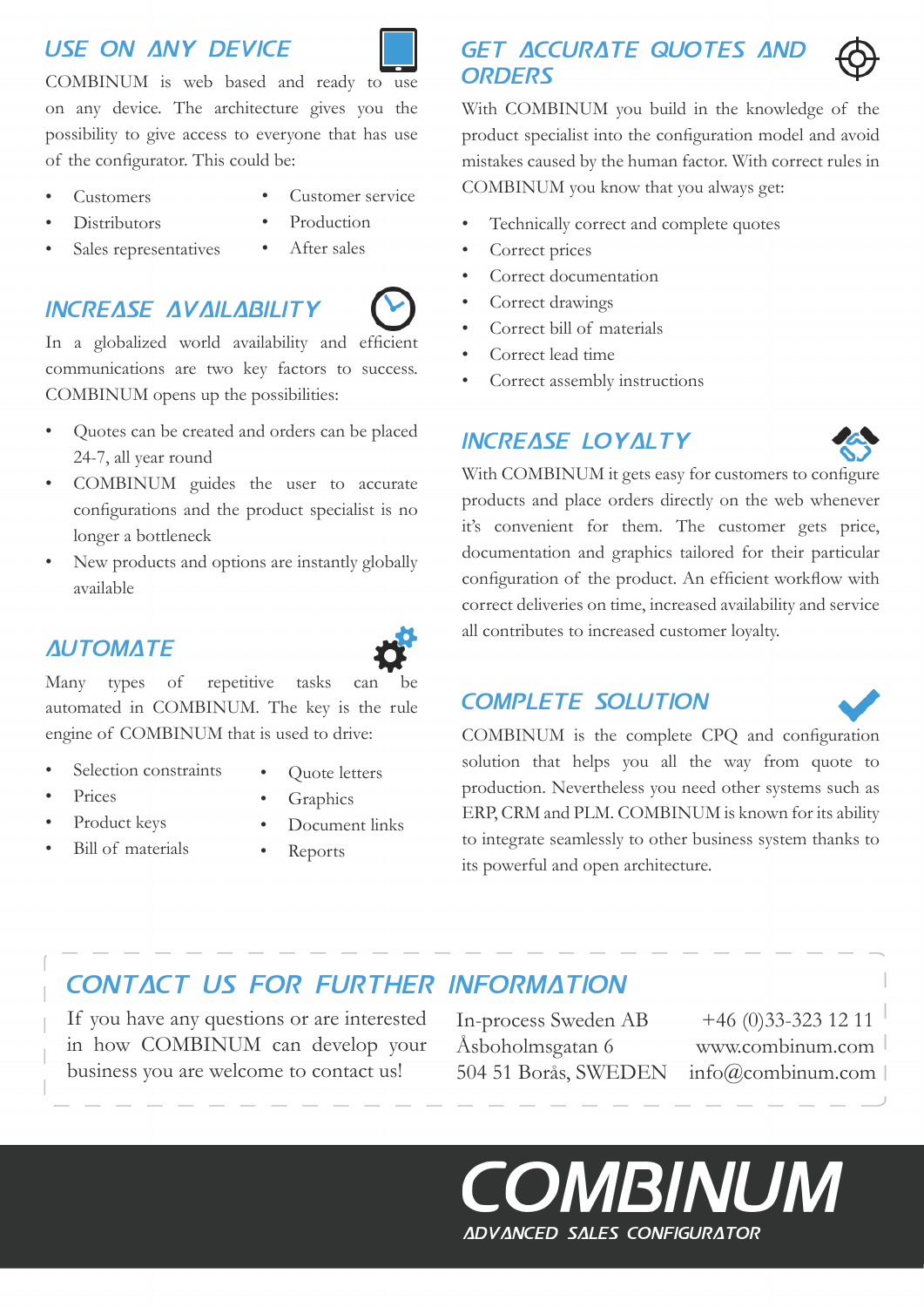## USE ON ANY DEVICE

COMBINUM is web based and ready to use on any device. The architecture gives you the possibility to give access to everyone that has use of the configurator. This could be:

- Customers
- Distributors
- Sales representatives
- Customer service
- Production
- After sales

## INCREASE AVAILABILITY

In a globalized world availability and efficient communications are two key factors to success. COMBINUM opens up the possibilities:

- Quotes can be created and orders can be placed 24-7, all year round
- COMBINUM guides the user to accurate configurations and the product specialist is no longer a bottleneck
- New products and options are instantly globally available

## AUTOMATE

Many types of repetitive tasks can be automated in COMBINUM. The key is the rule engine of COMBINUM that is used to drive:

- Selection constraints
- Prices
- Product keys
- Bill of materials
- Quote letters
- Graphics
- Document links
- Reports

## GET ACCURATE QUOTES AND ORDERS

With COMBINUM you build in the knowledge of the product specialist into the configuration model and avoid mistakes caused by the human factor. With correct rules in COMBINUM you know that you always get:

- Technically correct and complete quotes
- Correct prices
- Correct documentation
- Correct drawings
- Correct bill of materials
- Correct lead time
- Correct assembly instructions

## INCREASE LOYALTY

With COMBINUM it gets easy for customers to configure products and place orders directly on the web whenever it's convenient for them. The customer gets price, documentation and graphics tailored for their particular configuration of the product. An efficient workflow with correct deliveries on time, increased availability and service all contributes to increased customer loyalty.

## COMPLETE SOLUTION

COMBINUM is the complete CPQ and configuration solution that helps you all the way from quote to production. Nevertheless you need other systems such as ERP, CRM and PLM. COMBINUM is known for its ability to integrate seamlessly to other business system thanks to its powerful and open architecture.

## CONTACT US FOR FURTHER INFORMATION

If you have any questions or are interested in how COMBINUM can develop your business you are welcome to contact us!

In-process Sweden AB
Åsboholmsgatan 6
504 51 Borås, SWEDEN

+46 (0)33-323 12 11
www.combinum.com
info@combinum.com

# COMBINUM

ADVANCED SALES CONFIGURATOR